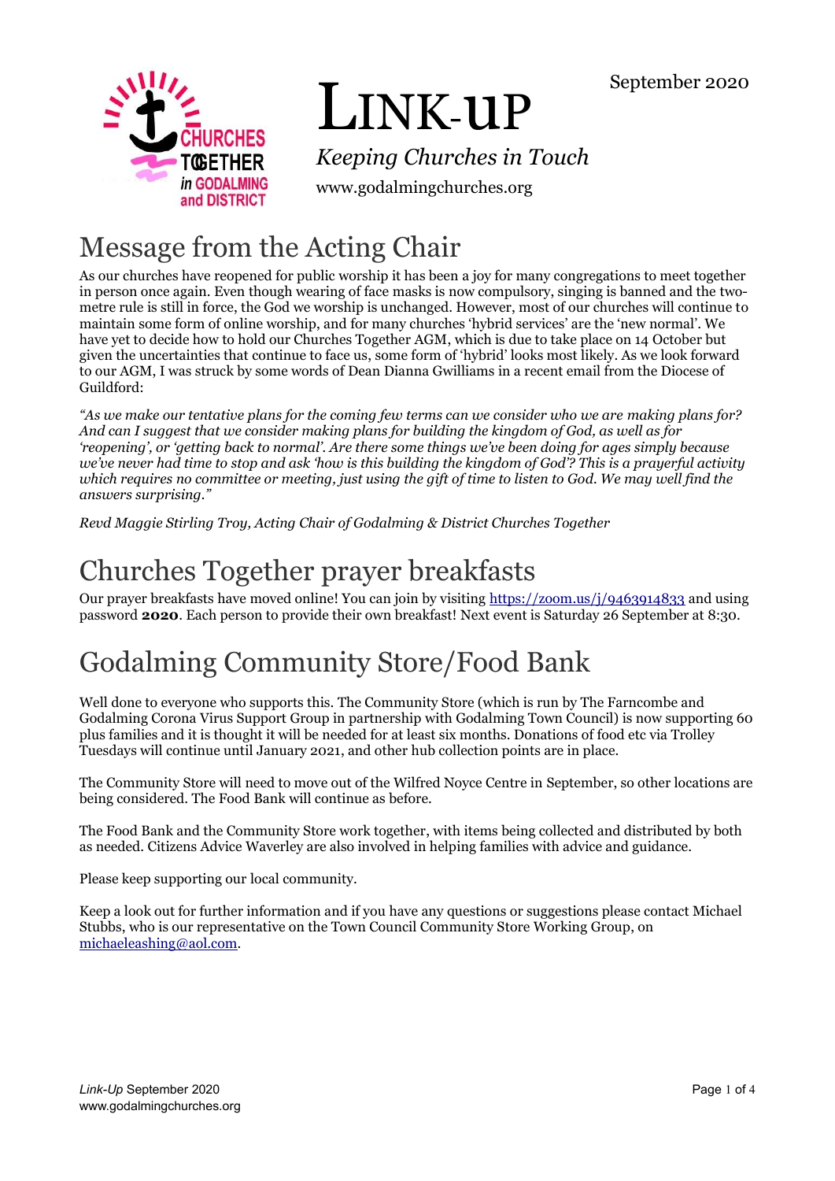# LINK-UP

September 2020

*Keeping Churches in Touch*

www.godalmingchurches.org

## Message from the Acting Chair

As our churches have reopened for public worship it has been a joy for many congregations to meet together in person once again. Even though wearing of face masks is now compulsory, singing is banned and the two-metre rule is still in force, the God we worship is unchanged. However, most of our churches will continue to maintain some form of online worship, and for many churches 'hybrid services' are the 'new normal'. We have yet to decide how to hold our Churches Together AGM, which is due to take place on 14 October but given the uncertainties that continue to face us, some form of 'hybrid' looks most likely. As we look forward to our AGM, I was struck by some words of Dean Dianna Gwilliams in a recent email from the Diocese of Guildford:

*"As we make our tentative plans for the coming few terms can we consider who we are making plans for? And can I suggest that we consider making plans for building the kingdom of God, as well as for 'reopening', or 'getting back to normal'. Are there some things we've been doing for ages simply because we've never had time to stop and ask 'how is this building the kingdom of God'? This is a prayerful activity which requires no committee or meeting, just using the gift of time to listen to God. We may well find the answers surprising."*

*Revd Maggie Stirling Troy, Acting Chair of Godalming & District Churches Together*

## Churches Together prayer breakfasts

Our prayer breakfasts have moved online! You can join by visiting https://zoom.us/j/9463914833 and using password **2020**. Each person to provide their own breakfast! Next event is Saturday 26 September at 8:30.

## Godalming Community Store/Food Bank

Well done to everyone who supports this. The Community Store (which is run by The Farncombe and Godalming Corona Virus Support Group in partnership with Godalming Town Council) is now supporting 60 plus families and it is thought it will be needed for at least six months. Donations of food etc via Trolley Tuesdays will continue until January 2021, and other hub collection points are in place.

The Community Store will need to move out of the Wilfred Noyce Centre in September, so other locations are being considered. The Food Bank will continue as before.

The Food Bank and the Community Store work together, with items being collected and distributed by both as needed. Citizens Advice Waverley are also involved in helping families with advice and guidance.

Please keep supporting our local community.

Keep a look out for further information and if you have any questions or suggestions please contact Michael Stubbs, who is our representative on the Town Council Community Store Working Group, on michaeleashing@aol.com.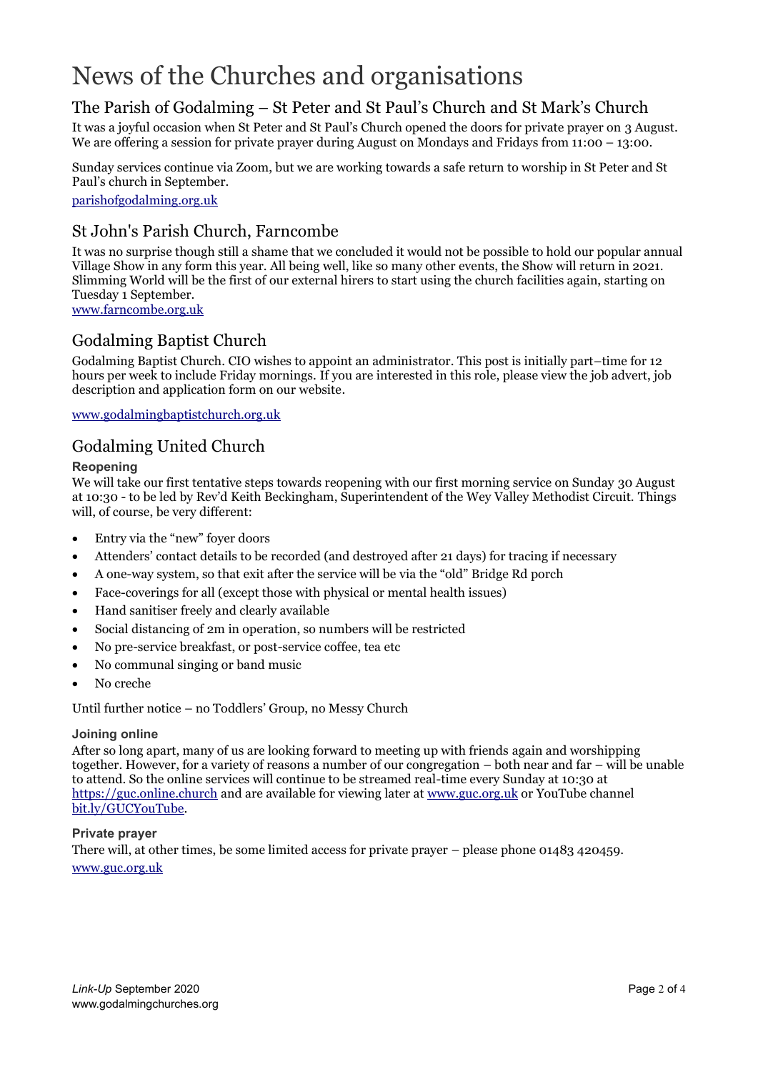# News of the Churches and organisations

## The Parish of Godalming – St Peter and St Paul's Church and St Mark's Church

It was a joyful occasion when St Peter and St Paul's Church opened the doors for private prayer on 3 August. We are offering a session for private prayer during August on Mondays and Fridays from 11:00 – 13:00.

Sunday services continue via Zoom, but we are working towards a safe return to worship in St Peter and St Paul's church in September.

parishofgodalming.org.uk

## St John's Parish Church, Farncombe

It was no surprise though still a shame that we concluded it would not be possible to hold our popular annual Village Show in any form this year. All being well, like so many other events, the Show will return in 2021. Slimming World will be the first of our external hirers to start using the church facilities again, starting on Tuesday 1 September.

www.farncombe.org.uk

## Godalming Baptist Church

Godalming Baptist Church. CIO wishes to appoint an administrator. This post is initially part–time for 12 hours per week to include Friday mornings. If you are interested in this role, please view the job advert, job description and application form on our website.

www.godalmingbaptistchurch.org.uk

## Godalming United Church

#### Reopening

We will take our first tentative steps towards reopening with our first morning service on Sunday 30 August at 10:30 - to be led by Rev'd Keith Beckingham, Superintendent of the Wey Valley Methodist Circuit. Things will, of course, be very different:

- Entry via the "new" foyer doors
- Attenders' contact details to be recorded (and destroyed after 21 days) for tracing if necessary
- A one-way system, so that exit after the service will be via the "old" Bridge Rd porch
- Face-coverings for all (except those with physical or mental health issues)
- Hand sanitiser freely and clearly available
- Social distancing of 2m in operation, so numbers will be restricted
- No pre-service breakfast, or post-service coffee, tea etc
- No communal singing or band music
- No creche

Until further notice – no Toddlers' Group, no Messy Church

#### Joining online

After so long apart, many of us are looking forward to meeting up with friends again and worshipping together. However, for a variety of reasons a number of our congregation – both near and far – will be unable to attend. So the online services will continue to be streamed real-time every Sunday at 10:30 at https://guc.online.church and are available for viewing later at www.guc.org.uk or YouTube channel bit.ly/GUCYouTube.

#### Private prayer

There will, at other times, be some limited access for private prayer – please phone 01483 420459.

www.guc.org.uk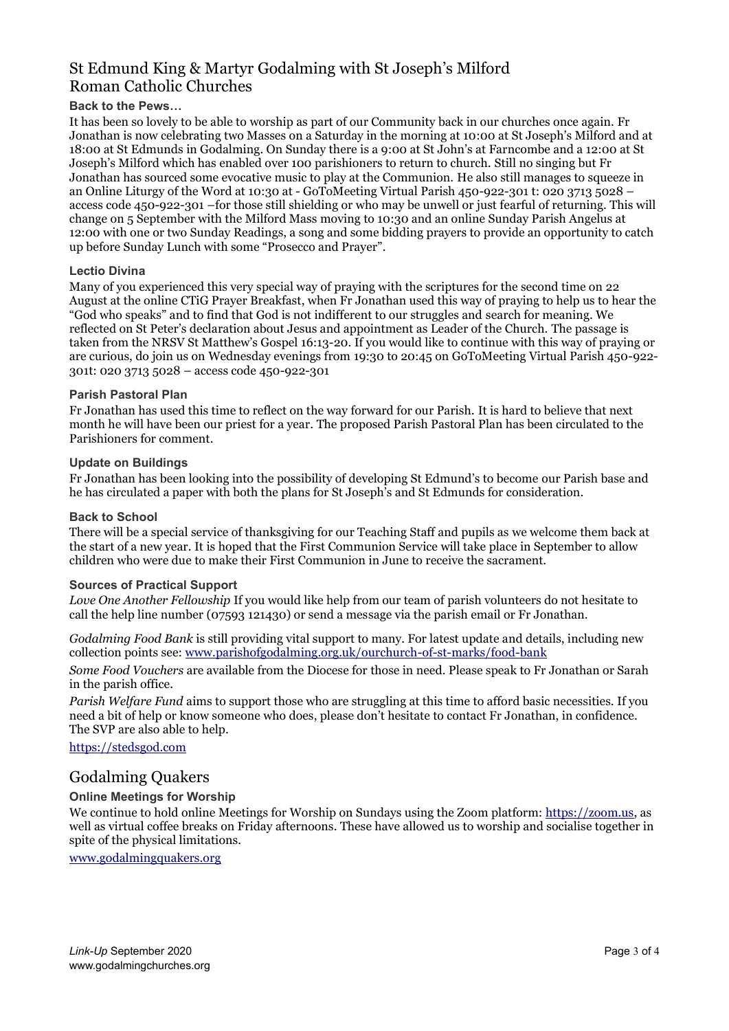## St Edmund King & Martyr Godalming with St Joseph's Milford Roman Catholic Churches

### Back to the Pews…

It has been so lovely to be able to worship as part of our Community back in our churches once again. Fr Jonathan is now celebrating two Masses on a Saturday in the morning at 10:00 at St Joseph's Milford and at 18:00 at St Edmunds in Godalming. On Sunday there is a 9:00 at St John's at Farncombe and a 12:00 at St Joseph's Milford which has enabled over 100 parishioners to return to church. Still no singing but Fr Jonathan has sourced some evocative music to play at the Communion. He also still manages to squeeze in an Online Liturgy of the Word at 10:30 at - GoToMeeting Virtual Parish 450-922-301 t: 020 3713 5028 – access code 450-922-301 –for those still shielding or who may be unwell or just fearful of returning. This will change on 5 September with the Milford Mass moving to 10:30 and an online Sunday Parish Angelus at 12:00 with one or two Sunday Readings, a song and some bidding prayers to provide an opportunity to catch up before Sunday Lunch with some "Prosecco and Prayer".

### Lectio Divina

Many of you experienced this very special way of praying with the scriptures for the second time on 22 August at the online CTiG Prayer Breakfast, when Fr Jonathan used this way of praying to help us to hear the "God who speaks" and to find that God is not indifferent to our struggles and search for meaning. We reflected on St Peter's declaration about Jesus and appointment as Leader of the Church. The passage is taken from the NRSV St Matthew's Gospel 16:13-20. If you would like to continue with this way of praying or are curious, do join us on Wednesday evenings from 19:30 to 20:45 on GoToMeeting Virtual Parish 450-922-301t: 020 3713 5028 – access code 450-922-301

### Parish Pastoral Plan

Fr Jonathan has used this time to reflect on the way forward for our Parish. It is hard to believe that next month he will have been our priest for a year. The proposed Parish Pastoral Plan has been circulated to the Parishioners for comment.

### Update on Buildings

Fr Jonathan has been looking into the possibility of developing St Edmund's to become our Parish base and he has circulated a paper with both the plans for St Joseph's and St Edmunds for consideration.

### Back to School

There will be a special service of thanksgiving for our Teaching Staff and pupils as we welcome them back at the start of a new year. It is hoped that the First Communion Service will take place in September to allow children who were due to make their First Communion in June to receive the sacrament.

### Sources of Practical Support

*Love One Another Fellowship* If you would like help from our team of parish volunteers do not hesitate to call the help line number (07593 121430) or send a message via the parish email or Fr Jonathan.

*Godalming Food Bank* is still providing vital support to many. For latest update and details, including new collection points see: [www.parishofgodalming.org.uk/ourchurch-of-st-marks/food-bank](www.parishofgodalming.org.uk/ourchurch-of-st-marks/food-bank)

*Some Food Vouchers* are available from the Diocese for those in need. Please speak to Fr Jonathan or Sarah in the parish office.

*Parish Welfare Fund* aims to support those who are struggling at this time to afford basic necessities. If you need a bit of help or know someone who does, please don't hesitate to contact Fr Jonathan, in confidence. The SVP are also able to help.

[https://stedsgod.com](https://stedsgod.com)

## Godalming Quakers

### Online Meetings for Worship

We continue to hold online Meetings for Worship on Sundays using the Zoom platform: [https://zoom.us](https://zoom.us), as well as virtual coffee breaks on Friday afternoons. These have allowed us to worship and socialise together in spite of the physical limitations.

[www.godalmingquakers.org](www.godalmingquakers.org)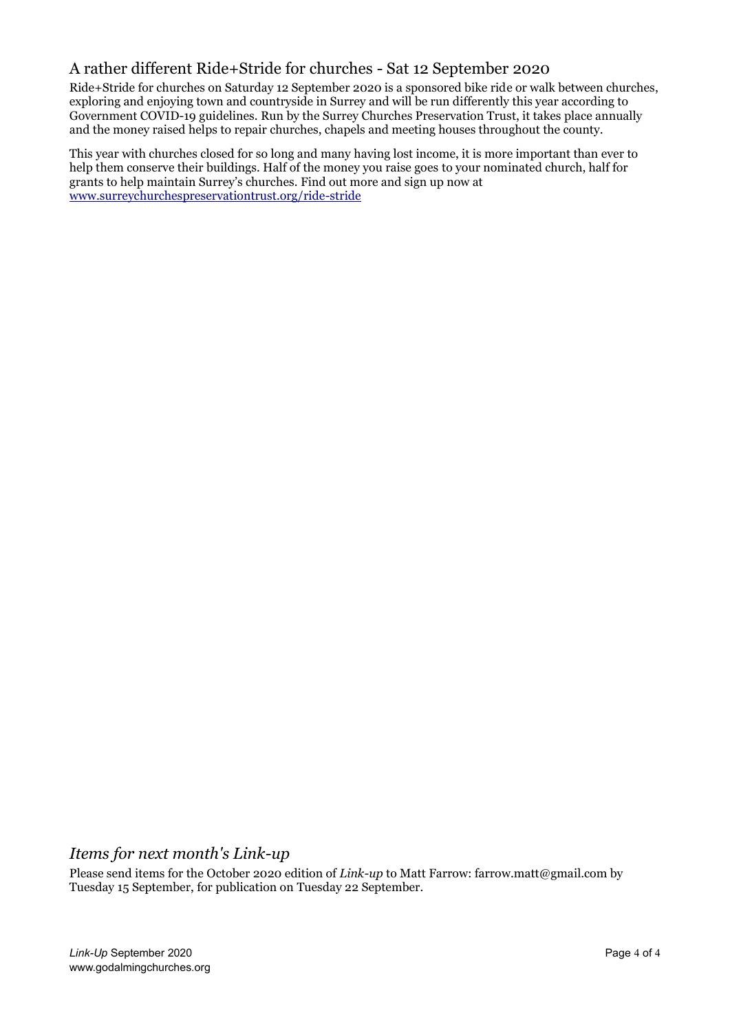## A rather different Ride+Stride for churches - Sat 12 September 2020

Ride+Stride for churches on Saturday 12 September 2020 is a sponsored bike ride or walk between churches, exploring and enjoying town and countryside in Surrey and will be run differently this year according to Government COVID-19 guidelines. Run by the Surrey Churches Preservation Trust, it takes place annually and the money raised helps to repair churches, chapels and meeting houses throughout the county.

This year with churches closed for so long and many having lost income, it is more important than ever to help them conserve their buildings. Half of the money you raise goes to your nominated church, half for grants to help maintain Surrey's churches. Find out more and sign up now at [www.surreychurchespreservationtrust.org/ride-stride](http://www.surreychurchespreservationtrust.org/ride-stride)

## *Items for next month's Link-up*

Please send items for the October 2020 edition of *Link-up* to Matt Farrow: farrow.matt@gmail.com by Tuesday 15 September, for publication on Tuesday 22 September.